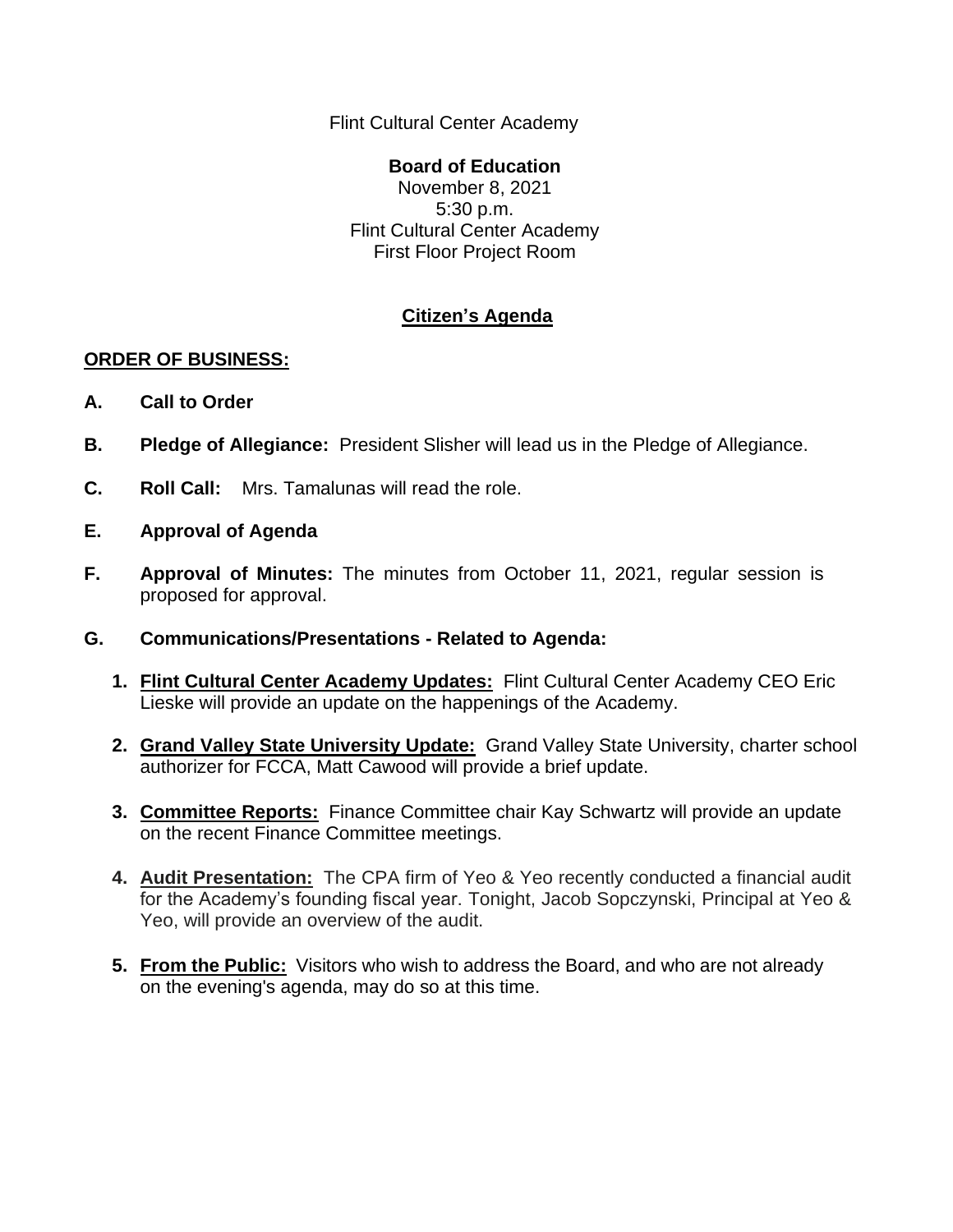Flint Cultural Center Academy

**Board of Education**
November 8, 2021
5:30 p.m.
Flint Cultural Center Academy
First Floor Project Room

## Citizen's Agenda

**ORDER OF BUSINESS:**

**A. Call to Order**

**B. Pledge of Allegiance:** President Slisher will lead us in the Pledge of Allegiance.

**C. Roll Call:** Mrs. Tamalunas will read the role.

**E. Approval of Agenda**

**F. Approval of Minutes:** The minutes from October 11, 2021, regular session is proposed for approval.

**G. Communications/Presentations - Related to Agenda:**

1. **Flint Cultural Center Academy Updates:** Flint Cultural Center Academy CEO Eric Lieske will provide an update on the happenings of the Academy.

2. **Grand Valley State University Update:** Grand Valley State University, charter school authorizer for FCCA, Matt Cawood will provide a brief update.

3. **Committee Reports:** Finance Committee chair Kay Schwartz will provide an update on the recent Finance Committee meetings.

4. **Audit Presentation:** The CPA firm of Yeo & Yeo recently conducted a financial audit for the Academy's founding fiscal year. Tonight, Jacob Sopczynski, Principal at Yeo & Yeo, will provide an overview of the audit.

5. **From the Public:** Visitors who wish to address the Board, and who are not already on the evening's agenda, may do so at this time.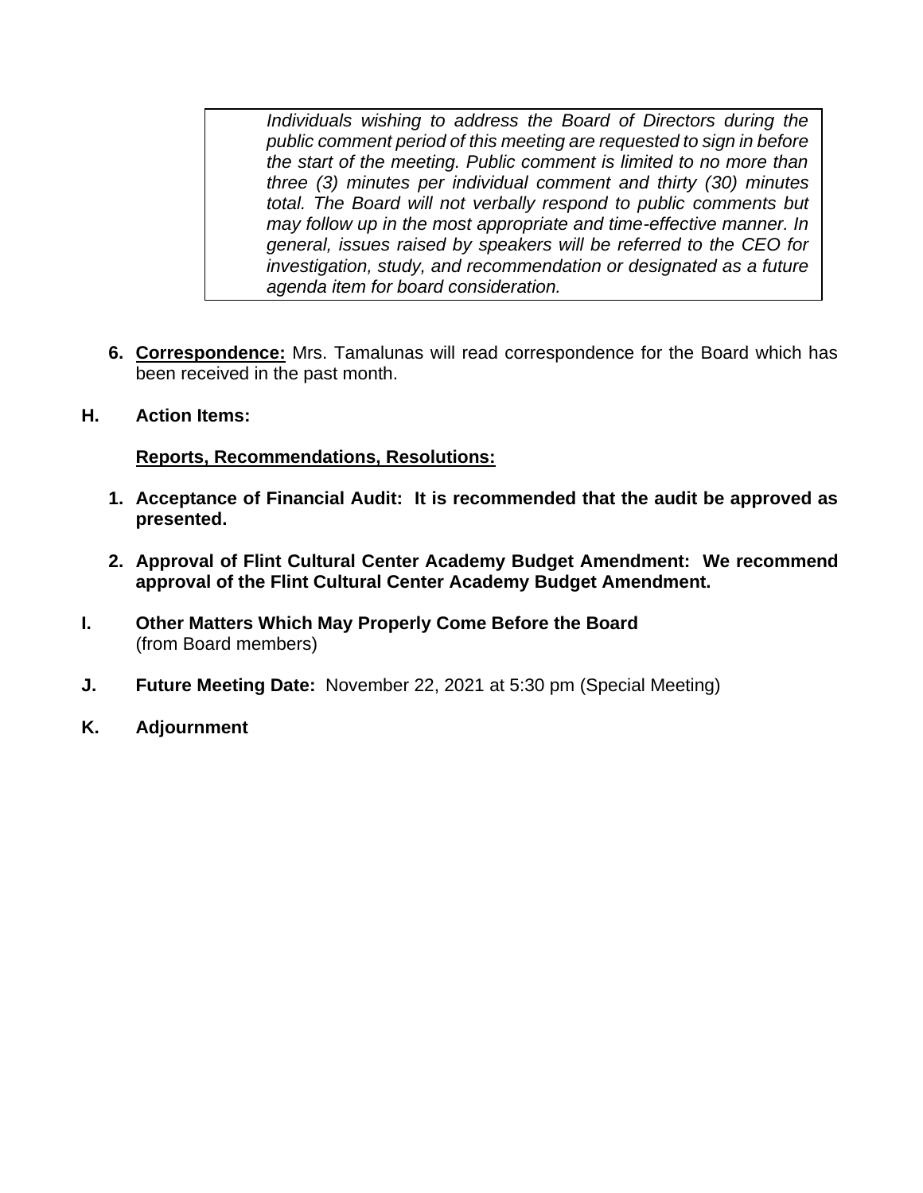> *Individuals wishing to address the Board of Directors during the public comment period of this meeting are requested to sign in before the start of the meeting. Public comment is limited to no more than three (3) minutes per individual comment and thirty (30) minutes total. The Board will not verbally respond to public comments but may follow up in the most appropriate and time-effective manner. In general, issues raised by speakers will be referred to the CEO for investigation, study, and recommendation or designated as a future agenda item for board consideration.*

6. **Correspondence:** Mrs. Tamalunas will read correspondence for the Board which has been received in the past month.

**H. Action Items:**

**Reports, Recommendations, Resolutions:**

1. **Acceptance of Financial Audit: It is recommended that the audit be approved as presented.**

2. **Approval of Flint Cultural Center Academy Budget Amendment: We recommend approval of the Flint Cultural Center Academy Budget Amendment.**

**I. Other Matters Which May Properly Come Before the Board**
(from Board members)

**J. Future Meeting Date:** November 22, 2021 at 5:30 pm (Special Meeting)

**K. Adjournment**